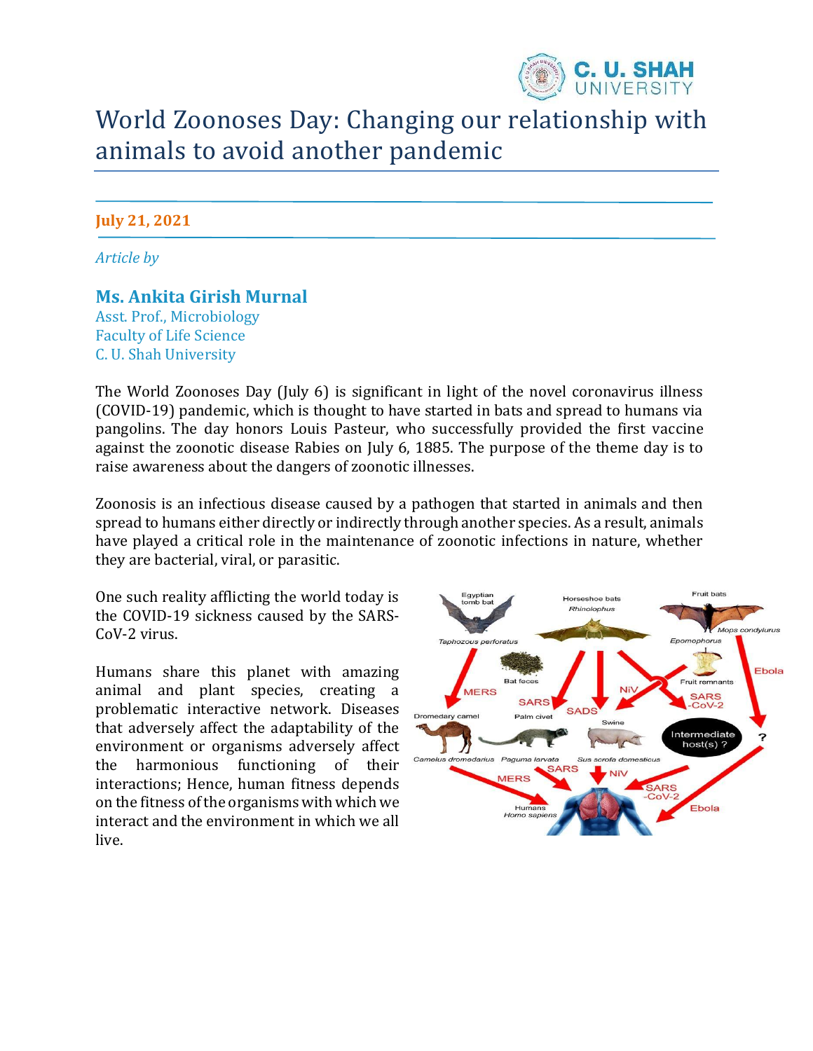# World Zoonoses Day: Changing our relationship with animals to avoid another pandemic

**July 21, 2021**

*Article by*

**Ms. Ankita Girish Murnal**
Asst. Prof., Microbiology
Faculty of Life Science
C. U. Shah University

The World Zoonoses Day (July 6) is significant in light of the novel coronavirus illness (COVID-19) pandemic, which is thought to have started in bats and spread to humans via pangolins. The day honors Louis Pasteur, who successfully provided the first vaccine against the zoonotic disease Rabies on July 6, 1885. The purpose of the theme day is to raise awareness about the dangers of zoonotic illnesses.

Zoonosis is an infectious disease caused by a pathogen that started in animals and then spread to humans either directly or indirectly through another species. As a result, animals have played a critical role in the maintenance of zoonotic infections in nature, whether they are bacterial, viral, or parasitic.

One such reality afflicting the world today is the COVID-19 sickness caused by the SARS-CoV-2 virus.

Humans share this planet with amazing animal and plant species, creating a problematic interactive network. Diseases that adversely affect the adaptability of the environment or organisms adversely affect the harmonious functioning of their interactions; Hence, human fitness depends on the fitness of the organisms with which we interact and the environment in which we all live.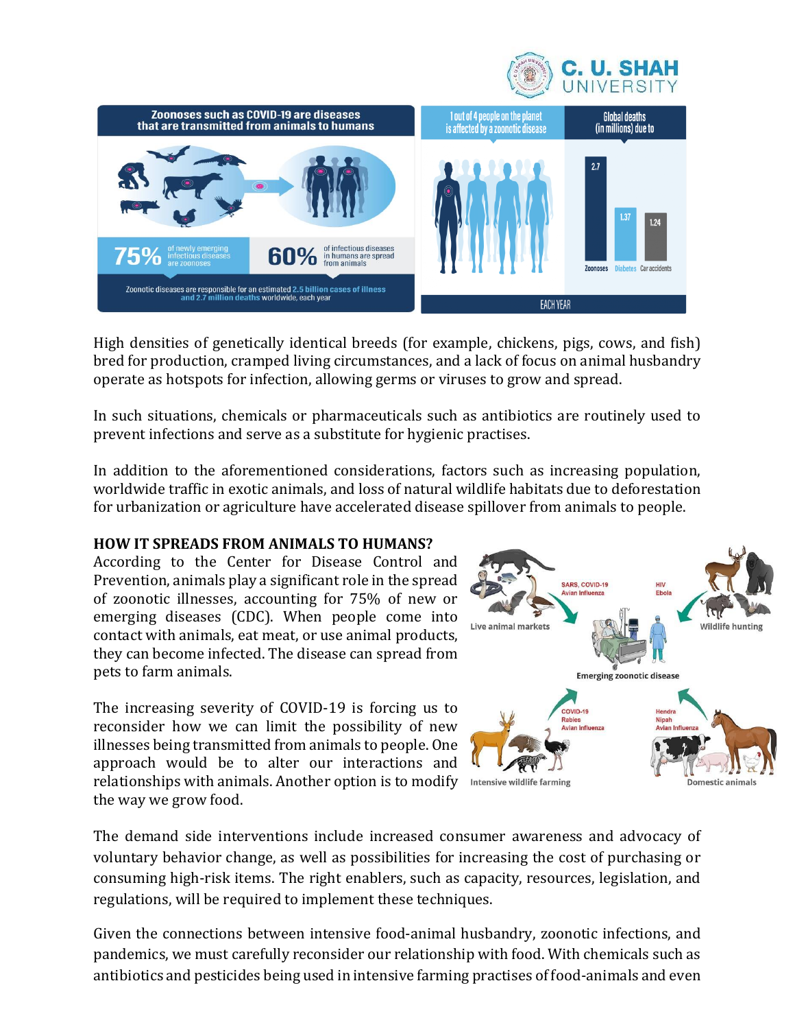High densities of genetically identical breeds (for example, chickens, pigs, cows, and fish) bred for production, cramped living circumstances, and a lack of focus on animal husbandry operate as hotspots for infection, allowing germs or viruses to grow and spread.

In such situations, chemicals or pharmaceuticals such as antibiotics are routinely used to prevent infections and serve as a substitute for hygienic practises.

In addition to the aforementioned considerations, factors such as increasing population, worldwide traffic in exotic animals, and loss of natural wildlife habitats due to deforestation for urbanization or agriculture have accelerated disease spillover from animals to people.

**HOW IT SPREADS FROM ANIMALS TO HUMANS?**

According to the Center for Disease Control and Prevention, animals play a significant role in the spread of zoonotic illnesses, accounting for 75% of new or emerging diseases (CDC). When people come into contact with animals, eat meat, or use animal products, they can become infected. The disease can spread from pets to farm animals.

The increasing severity of COVID-19 is forcing us to reconsider how we can limit the possibility of new illnesses being transmitted from animals to people. One approach would be to alter our interactions and relationships with animals. Another option is to modify the way we grow food.

The demand side interventions include increased consumer awareness and advocacy of voluntary behavior change, as well as possibilities for increasing the cost of purchasing or consuming high-risk items. The right enablers, such as capacity, resources, legislation, and regulations, will be required to implement these techniques.

Given the connections between intensive food-animal husbandry, zoonotic infections, and pandemics, we must carefully reconsider our relationship with food. With chemicals such as antibiotics and pesticides being used in intensive farming practises of food-animals and even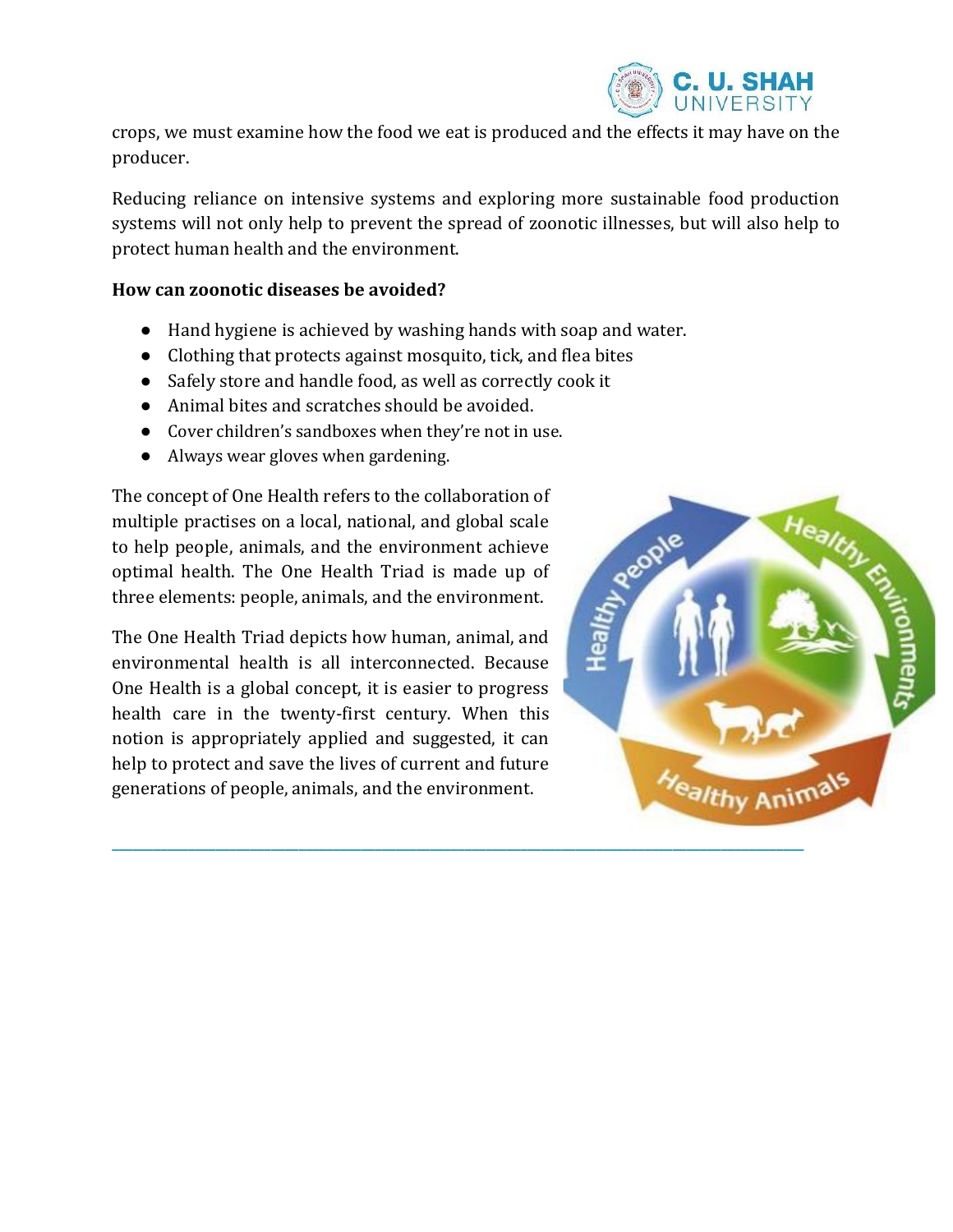crops, we must examine how the food we eat is produced and the effects it may have on the producer.

Reducing reliance on intensive systems and exploring more sustainable food production systems will not only help to prevent the spread of zoonotic illnesses, but will also help to protect human health and the environment.

**How can zoonotic diseases be avoided?**

- Hand hygiene is achieved by washing hands with soap and water.
- Clothing that protects against mosquito, tick, and flea bites
- Safely store and handle food, as well as correctly cook it
- Animal bites and scratches should be avoided.
- Cover children's sandboxes when they're not in use.
- Always wear gloves when gardening.

The concept of One Health refers to the collaboration of multiple practises on a local, national, and global scale to help people, animals, and the environment achieve optimal health. The One Health Triad is made up of three elements: people, animals, and the environment.

The One Health Triad depicts how human, animal, and environmental health is all interconnected. Because One Health is a global concept, it is easier to progress health care in the twenty-first century. When this notion is appropriately applied and suggested, it can help to protect and save the lives of current and future generations of people, animals, and the environment.

Healthy People

Healthy Environments

Healthy Animals

---